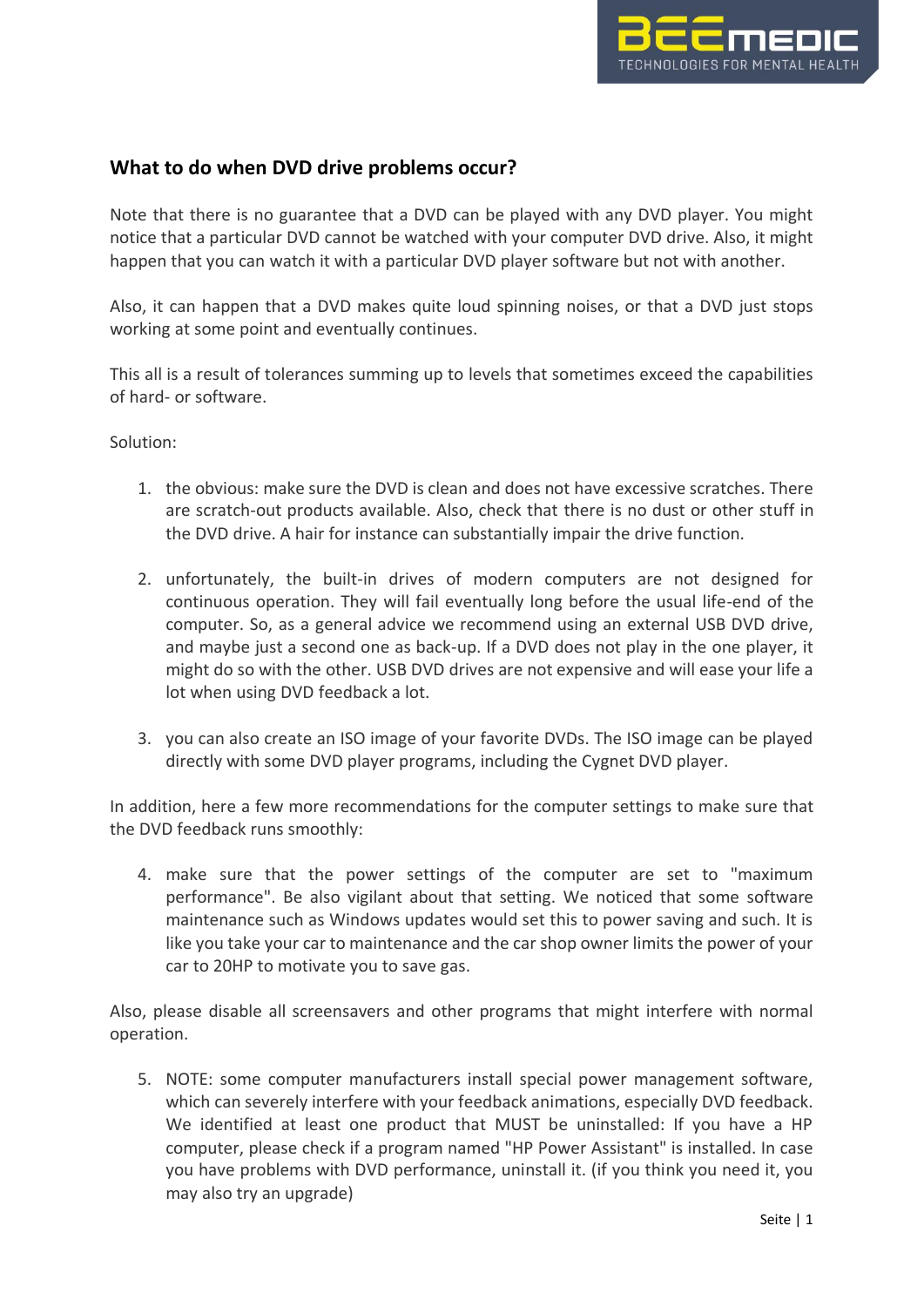## What to do when DVD drive problems occur?

Note that there is no guarantee that a DVD can be played with any DVD player. You might notice that a particular DVD cannot be watched with your computer DVD drive. Also, it might happen that you can watch it with a particular DVD player software but not with another.

Also, it can happen that a DVD makes quite loud spinning noises, or that a DVD just stops working at some point and eventually continues.

This all is a result of tolerances summing up to levels that sometimes exceed the capabilities of hard- or software.

Solution:

1. the obvious: make sure the DVD is clean and does not have excessive scratches. There are scratch-out products available. Also, check that there is no dust or other stuff in the DVD drive. A hair for instance can substantially impair the drive function.

2. unfortunately, the built-in drives of modern computers are not designed for continuous operation. They will fail eventually long before the usual life-end of the computer. So, as a general advice we recommend using an external USB DVD drive, and maybe just a second one as back-up. If a DVD does not play in the one player, it might do so with the other. USB DVD drives are not expensive and will ease your life a lot when using DVD feedback a lot.

3. you can also create an ISO image of your favorite DVDs. The ISO image can be played directly with some DVD player programs, including the Cygnet DVD player.

In addition, here a few more recommendations for the computer settings to make sure that the DVD feedback runs smoothly:

4. make sure that the power settings of the computer are set to "maximum performance". Be also vigilant about that setting. We noticed that some software maintenance such as Windows updates would set this to power saving and such. It is like you take your car to maintenance and the car shop owner limits the power of your car to 20HP to motivate you to save gas.

Also, please disable all screensavers and other programs that might interfere with normal operation.

5. NOTE: some computer manufacturers install special power management software, which can severely interfere with your feedback animations, especially DVD feedback. We identified at least one product that MUST be uninstalled: If you have a HP computer, please check if a program named "HP Power Assistant" is installed. In case you have problems with DVD performance, uninstall it. (if you think you need it, you may also try an upgrade)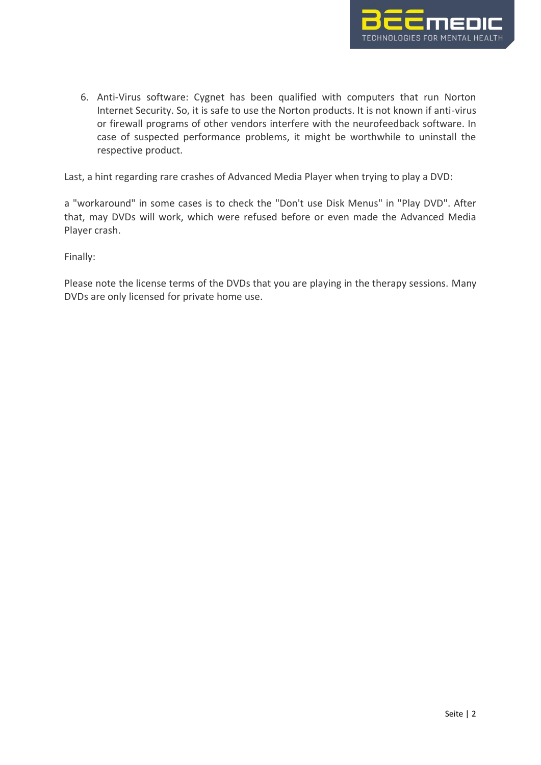6. Anti-Virus software: Cygnet has been qualified with computers that run Norton Internet Security. So, it is safe to use the Norton products. It is not known if anti-virus or firewall programs of other vendors interfere with the neurofeedback software. In case of suspected performance problems, it might be worthwhile to uninstall the respective product.

Last, a hint regarding rare crashes of Advanced Media Player when trying to play a DVD:

a "workaround" in some cases is to check the "Don't use Disk Menus" in "Play DVD". After that, may DVDs will work, which were refused before or even made the Advanced Media Player crash.

Finally:

Please note the license terms of the DVDs that you are playing in the therapy sessions. Many DVDs are only licensed for private home use.